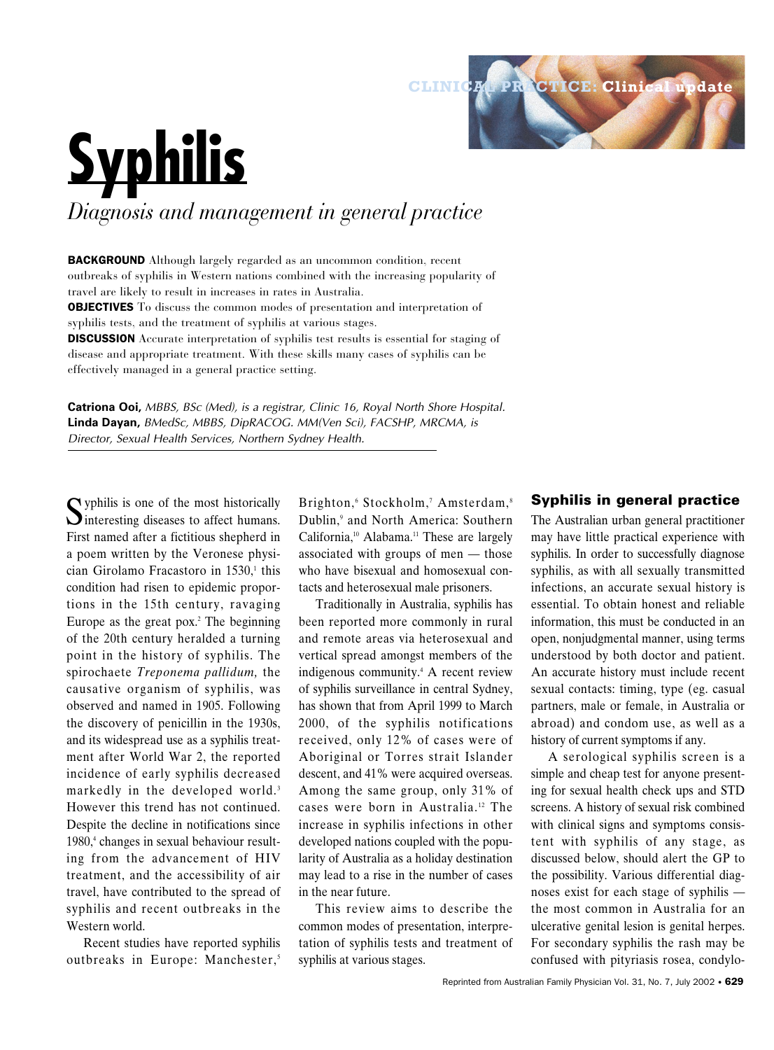# Syphilis

*Diagnosis and management in general practice*

**BACKGROUND** Although largely regarded as an uncommon condition, recent outbreaks of syphilis in Western nations combined with the increasing popularity of travel are likely to result in increases in rates in Australia.

**OBJECTIVES** To discuss the common modes of presentation and interpretation of syphilis tests, and the treatment of syphilis at various stages.

**DISCUSSION** Accurate interpretation of syphilis test results is essential for staging of disease and appropriate treatment. With these skills many cases of syphilis can be effectively managed in a general practice setting.

**Catriona Ooi,** *MBBS, BSc (Med), is a registrar, Clinic 16, Royal North Shore Hospital.*
**Linda Dayan,** *BMedSc, MBBS, DipRACOG. MM(Ven Sci), FACSHP, MRCMA, is Director, Sexual Health Services, Northern Sydney Health.*

Syphilis is one of the most historically interesting diseases to affect humans. First named after a fictitious shepherd in a poem written by the Veronese physician Girolamo Fracastoro in 1530,[1] this condition had risen to epidemic proportions in the 15th century, ravaging Europe as the great pox.[2] The beginning of the 20th century heralded a turning point in the history of syphilis. The spirochaete *Treponema pallidum,* the causative organism of syphilis, was observed and named in 1905. Following the discovery of penicillin in the 1930s, and its widespread use as a syphilis treatment after World War 2, the reported incidence of early syphilis decreased markedly in the developed world.[3] However this trend has not continued. Despite the decline in notifications since 1980,[4] changes in sexual behaviour resulting from the advancement of HIV treatment, and the accessibility of air travel, have contributed to the spread of syphilis and recent outbreaks in the Western world.

Recent studies have reported syphilis outbreaks in Europe: Manchester,[5] Brighton,[6] Stockholm,[7] Amsterdam,[8] Dublin,[9] and North America: Southern California,[10] Alabama.[11] These are largely associated with groups of men — those who have bisexual and homosexual contacts and heterosexual male prisoners.

Traditionally in Australia, syphilis has been reported more commonly in rural and remote areas via heterosexual and vertical spread amongst members of the indigenous community.[4] A recent review of syphilis surveillance in central Sydney, has shown that from April 1999 to March 2000, of the syphilis notifications received, only 12% of cases were of Aboriginal or Torres strait Islander descent, and 41% were acquired overseas. Among the same group, only 31% of cases were born in Australia.[12] The increase in syphilis infections in other developed nations coupled with the popularity of Australia as a holiday destination may lead to a rise in the number of cases in the near future.

This review aims to describe the common modes of presentation, interpretation of syphilis tests and treatment of syphilis at various stages.

## Syphilis in general practice

The Australian urban general practitioner may have little practical experience with syphilis. In order to successfully diagnose syphilis, as with all sexually transmitted infections, an accurate sexual history is essential. To obtain honest and reliable information, this must be conducted in an open, nonjudgmental manner, using terms understood by both doctor and patient. An accurate history must include recent sexual contacts: timing, type (eg. casual partners, male or female, in Australia or abroad) and condom use, as well as a history of current symptoms if any.

A serological syphilis screen is a simple and cheap test for anyone presenting for sexual health check ups and STD screens. A history of sexual risk combined with clinical signs and symptoms consistent with syphilis of any stage, as discussed below, should alert the GP to the possibility. Various differential diagnoses exist for each stage of syphilis — the most common in Australia for an ulcerative genital lesion is genital herpes. For secondary syphilis the rash may be confused with pityriasis rosea, condylo-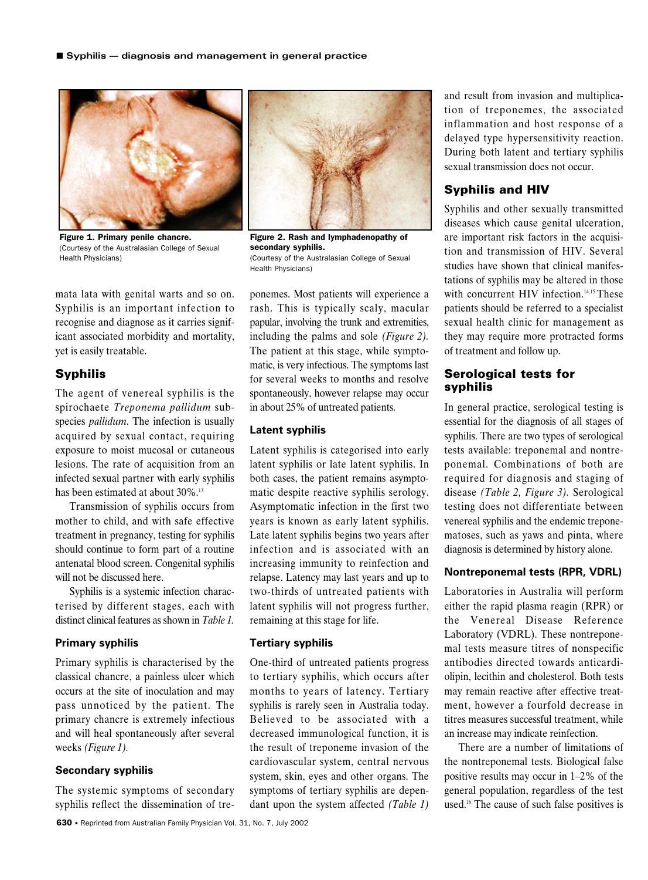Figure 1. Primary penile chancre.
(Courtesy of the Australasian College of Sexual Health Physicians)

Figure 2. Rash and lymphadenopathy of secondary syphilis.
(Courtesy of the Australasian College of Sexual Health Physicians)

mata lata with genital warts and so on. Syphilis is an important infection to recognise and diagnose as it carries significant associated morbidity and mortality, yet is easily treatable.

## Syphilis

The agent of venereal syphilis is the spirochaete *Treponema pallidum* subspecies *pallidum*. The infection is usually acquired by sexual contact, requiring exposure to moist mucosal or cutaneous lesions. The rate of acquisition from an infected sexual partner with early syphilis has been estimated at about 30%.[13]

Transmission of syphilis occurs from mother to child, and with safe effective treatment in pregnancy, testing for syphilis should continue to form part of a routine antenatal blood screen. Congenital syphilis will not be discussed here.

Syphilis is a systemic infection characterised by different stages, each with distinct clinical features as shown in *Table 1.*

### Primary syphilis

Primary syphilis is characterised by the classical chancre, a painless ulcer which occurs at the site of inoculation and may pass unnoticed by the patient. The primary chancre is extremely infectious and will heal spontaneously after several weeks *(Figure 1).*

### Secondary syphilis

The systemic symptoms of secondary syphilis reflect the dissemination of treponemes. Most patients will experience a rash. This is typically scaly, macular papular, involving the trunk and extremities, including the palms and sole *(Figure 2).* The patient at this stage, while symptomatic, is very infectious. The symptoms last for several weeks to months and resolve spontaneously, however relapse may occur in about 25% of untreated patients.

### Latent syphilis

Latent syphilis is categorised into early latent syphilis or late latent syphilis. In both cases, the patient remains asymptomatic despite reactive syphilis serology. Asymptomatic infection in the first two years is known as early latent syphilis. Late latent syphilis begins two years after infection and is associated with an increasing immunity to reinfection and relapse. Latency may last years and up to two-thirds of untreated patients with latent syphilis will not progress further, remaining at this stage for life.

### Tertiary syphilis

One-third of untreated patients progress to tertiary syphilis, which occurs after months to years of latency. Tertiary syphilis is rarely seen in Australia today. Believed to be associated with a decreased immunological function, it is the result of treponeme invasion of the cardiovascular system, central nervous system, skin, eyes and other organs. The symptoms of tertiary syphilis are dependant upon the system affected *(Table 1)* and result from invasion and multiplication of treponemes, the associated inflammation and host response of a delayed type hypersensitivity reaction. During both latent and tertiary syphilis sexual transmission does not occur.

## Syphilis and HIV

Syphilis and other sexually transmitted diseases which cause genital ulceration, are important risk factors in the acquisition and transmission of HIV. Several studies have shown that clinical manifestations of syphilis may be altered in those with concurrent HIV infection.[14,15] These patients should be referred to a specialist sexual health clinic for management as they may require more protracted forms of treatment and follow up.

## Serological tests for syphilis

In general practice, serological testing is essential for the diagnosis of all stages of syphilis. There are two types of serological tests available: treponemal and nontreponemal. Combinations of both are required for diagnosis and staging of disease *(Table 2, Figure 3).* Serological testing does not differentiate between venereal syphilis and the endemic treponematoses, such as yaws and pinta, where diagnosis is determined by history alone.

### Nontreponemal tests (RPR, VDRL)

Laboratories in Australia will perform either the rapid plasma reagin (RPR) or the Venereal Disease Reference Laboratory (VDRL). These nontreponemal tests measure titres of nonspecific antibodies directed towards anticardiolipin, lecithin and cholesterol. Both tests may remain reactive after effective treatment, however a fourfold decrease in titres measures successful treatment, while an increase may indicate reinfection.

There are a number of limitations of the nontreponemal tests. Biological false positive results may occur in 1–2% of the general population, regardless of the test used.[16] The cause of such false positives is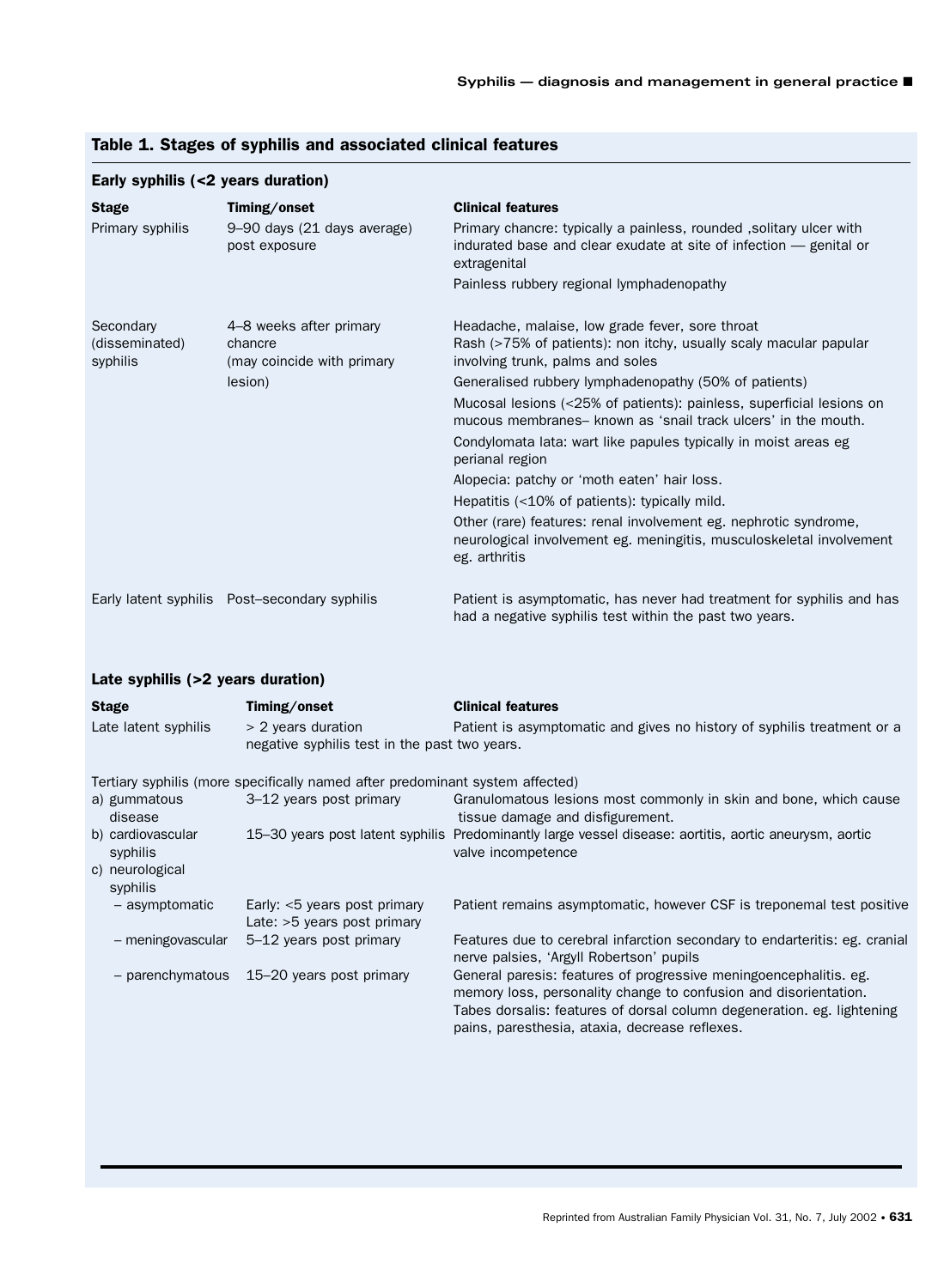## Table 1. Stages of syphilis and associated clinical features

### Early syphilis (<2 years duration)

| Stage | Timing/onset | Clinical features |
|---|---|---|
| Primary syphilis | 9–90 days (21 days average) post exposure | Primary chancre: typically a painless, rounded ,solitary ulcer with indurated base and clear exudate at site of infection — genital or extragenital<br>Painless rubbery regional lymphadenopathy |
| Secondary (disseminated) syphilis | 4–8 weeks after primary chancre (may coincide with primary lesion) | Headache, malaise, low grade fever, sore throat<br>Rash (>75% of patients): non itchy, usually scaly macular papular involving trunk, palms and soles<br>Generalised rubbery lymphadenopathy (50% of patients)<br>Mucosal lesions (<25% of patients): painless, superficial lesions on mucous membranes– known as 'snail track ulcers' in the mouth.<br>Condylomata lata: wart like papules typically in moist areas eg perianal region<br>Alopecia: patchy or 'moth eaten' hair loss.<br>Hepatitis (<10% of patients): typically mild.<br>Other (rare) features: renal involvement eg. nephrotic syndrome, neurological involvement eg. meningitis, musculoskeletal involvement eg. arthritis |
| Early latent syphilis | Post–secondary syphilis | Patient is asymptomatic, has never had treatment for syphilis and has had a negative syphilis test within the past two years. |

### Late syphilis (>2 years duration)

| Stage | Timing/onset | Clinical features |
|---|---|---|
| Late latent syphilis | > 2 years duration | Patient is asymptomatic and gives no history of syphilis treatment or a negative syphilis test in the past two years. |
| Tertiary syphilis (more specifically named after predominant system affected) | | |
| a) gummatous disease | 3–12 years post primary | Granulomatous lesions most commonly in skin and bone, which cause tissue damage and disfigurement. |
| b) cardiovascular syphilis | 15–30 years post latent syphilis | Predominantly large vessel disease: aortitis, aortic aneurysm, aortic valve incompetence |
| c) neurological syphilis | | |
| – asymptomatic | Early: <5 years post primary<br>Late: >5 years post primary | Patient remains asymptomatic, however CSF is treponemal test positive |
| – meningovascular | 5–12 years post primary | Features due to cerebral infarction secondary to endarteritis: eg. cranial nerve palsies, 'Argyll Robertson' pupils |
| – parenchymatous | 15–20 years post primary | General paresis: features of progressive meningoencephalitis. eg. memory loss, personality change to confusion and disorientation.<br>Tabes dorsalis: features of dorsal column degeneration. eg. lightening pains, paresthesia, ataxia, decrease reflexes. |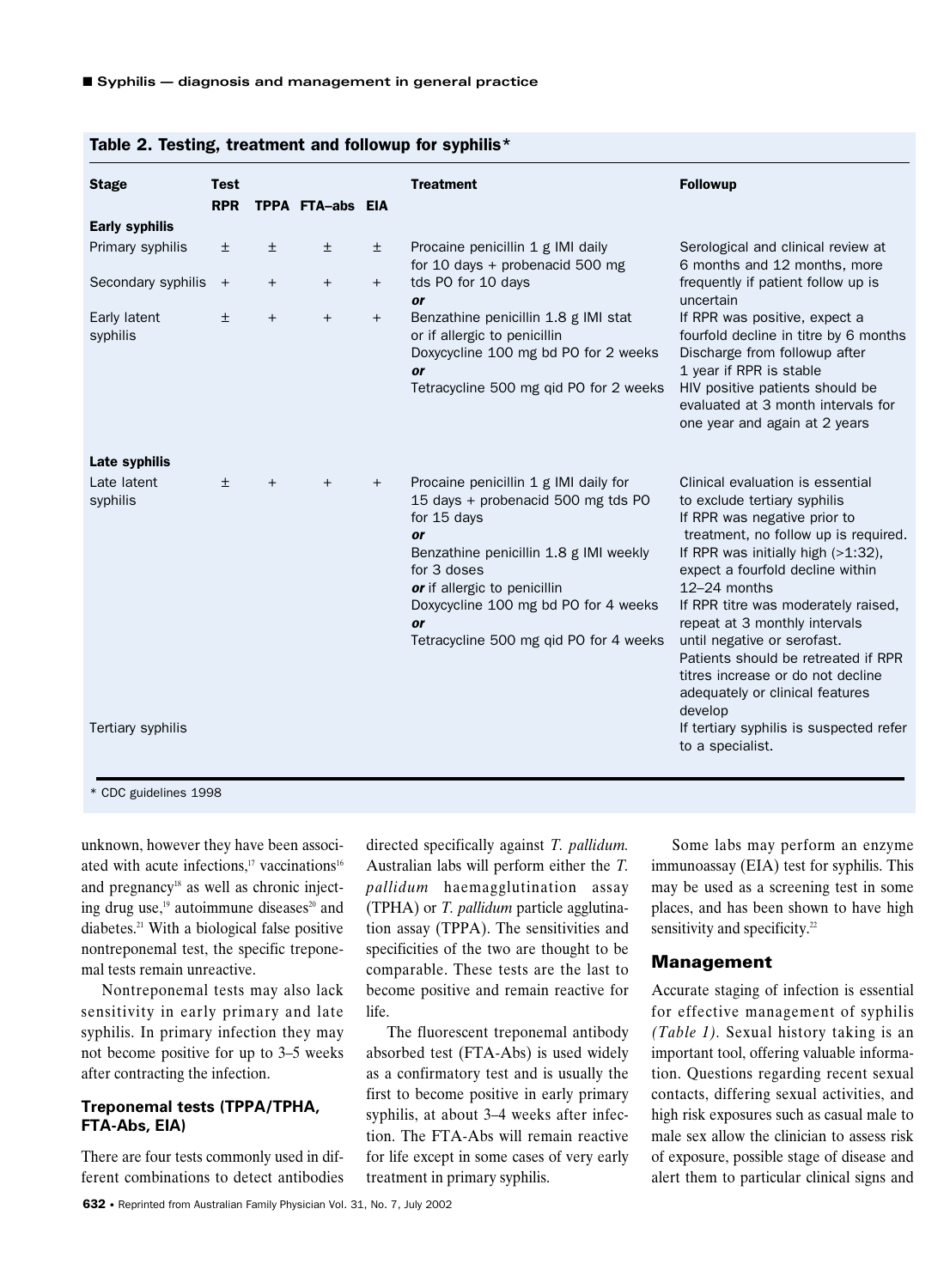## Table 2. Testing, treatment and followup for syphilis*

| Stage | Test RPR | TPPA | FTA–abs | EIA | Treatment | Followup |
|---|---|---|---|---|---|---|
| **Early syphilis** | | | | | | |
| Primary syphilis | ± | ± | ± | ± | Procaine penicillin 1 g IMI daily for 10 days + probenacid 500 mg tds PO for 10 days **or** Benzathine penicillin 1.8 g IMI stat or if allergic to penicillin Doxycycline 100 mg bd PO for 2 weeks **or** Tetracycline 500 mg qid PO for 2 weeks | Serological and clinical review at 6 months and 12 months, more frequently if patient follow up is uncertain. If RPR was positive, expect a fourfold decline in titre by 6 months. Discharge from followup after 1 year if RPR is stable. HIV positive patients should be evaluated at 3 month intervals for one year and again at 2 years |
| Secondary syphilis | + | + | + | + | | |
| Early latent syphilis | ± | + | + | + | | |
| **Late syphilis** | | | | | | |
| Late latent syphilis | ± | + | + | + | Procaine penicillin 1 g IMI daily for 15 days + probenacid 500 mg tds PO for 15 days **or** Benzathine penicillin 1.8 g IMI weekly for 3 doses **or** if allergic to penicillin Doxycycline 100 mg bd PO for 4 weeks **or** Tetracycline 500 mg qid PO for 4 weeks | Clinical evaluation is essential to exclude tertiary syphilis. If RPR was negative prior to treatment, no follow up is required. If RPR was initially high (>1:32), expect a fourfold decline within 12–24 months. If RPR titre was moderately raised, repeat at 3 monthly intervals until negative or serofast. Patients should be retreated if RPR titres increase or do not decline adequately or clinical features develop |
| Tertiary syphilis | | | | | | If tertiary syphilis is suspected refer to a specialist. |

\* CDC guidelines 1998

unknown, however they have been associated with acute infections,[17] vaccinations[16] and pregnancy[18] as well as chronic injecting drug use,[19] autoimmune diseases[20] and diabetes.[21] With a biological false positive nontreponemal test, the specific treponemal tests remain unreactive.

Nontreponemal tests may also lack sensitivity in early primary and late syphilis. In primary infection they may not become positive for up to 3–5 weeks after contracting the infection.

### Treponemal tests (TPPA/TPHA, FTA-Abs, EIA)

There are four tests commonly used in different combinations to detect antibodies directed specifically against *T. pallidum.* Australian labs will perform either the *T. pallidum* haemagglutination assay (TPHA) or *T. pallidum* particle agglutination assay (TPPA). The sensitivities and specificities of the two are thought to be comparable. These tests are the last to become positive and remain reactive for life.

The fluorescent treponemal antibody absorbed test (FTA-Abs) is used widely as a confirmatory test and is usually the first to become positive in early primary syphilis, at about 3–4 weeks after infection. The FTA-Abs will remain reactive for life except in some cases of very early treatment in primary syphilis.

Some labs may perform an enzyme immunoassay (EIA) test for syphilis. This may be used as a screening test in some places, and has been shown to have high sensitivity and specificity.[22]

## Management

Accurate staging of infection is essential for effective management of syphilis *(Table 1).* Sexual history taking is an important tool, offering valuable information. Questions regarding recent sexual contacts, differing sexual activities, and high risk exposures such as casual male to male sex allow the clinician to assess risk of exposure, possible stage of disease and alert them to particular clinical signs and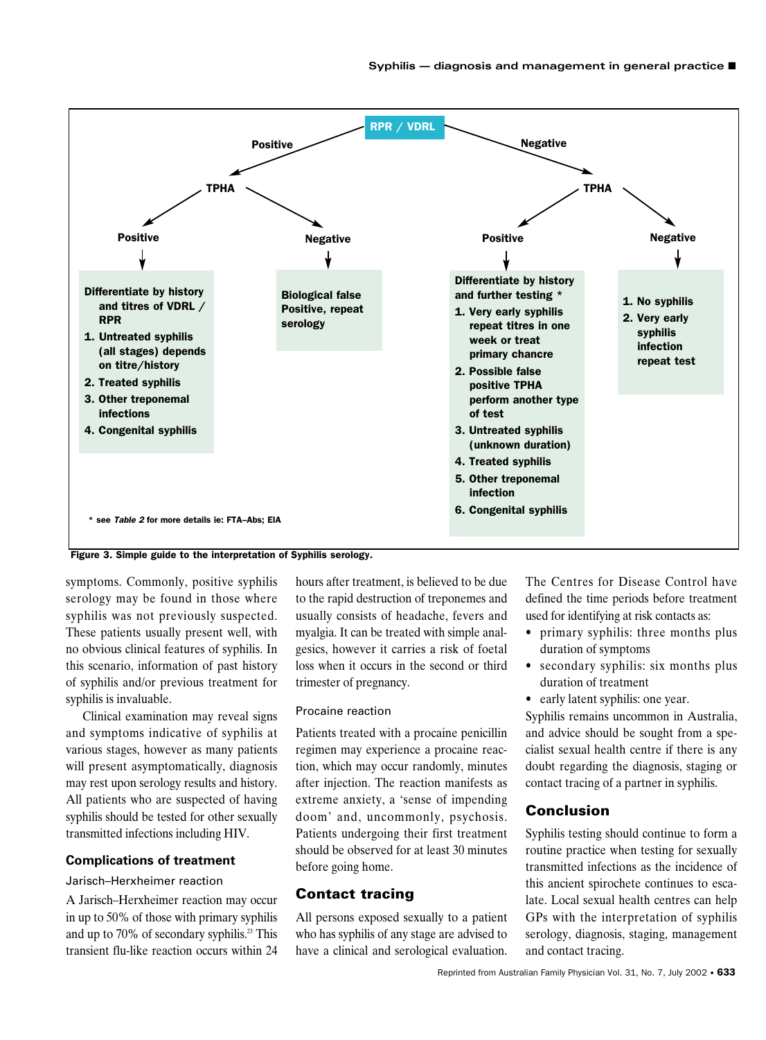RPR / VDRL

- **Positive** → TPHA
  - **Positive** →
    **Differentiate by history and titres of VDRL / RPR**
    1. Untreated syphilis (all stages) depends on titre/history
    2. Treated syphilis
    3. Other treponemal infections
    4. Congenital syphilis
  - **Negative** →
    **Biological false Positive, repeat serology**
- **Negative** → TPHA
  - **Positive** →
    **Differentiate by history and further testing ***
    1. Very early syphilis repeat titres in one week or treat primary chancre
    2. Possible false positive TPHA perform another type of test
    3. Untreated syphilis (unknown duration)
    4. Treated syphilis
    5. Other treponemal infection
    6. Congenital syphilis
  - **Negative** →
    1. No syphilis
    2. Very early syphilis infection repeat test

\* see *Table 2* for more details ie: FTA–Abs; EIA

**Figure 3. Simple guide to the interpretation of Syphilis serology.**

symptoms. Commonly, positive syphilis serology may be found in those where syphilis was not previously suspected. These patients usually present well, with no obvious clinical features of syphilis. In this scenario, information of past history of syphilis and/or previous treatment for syphilis is invaluable.

Clinical examination may reveal signs and symptoms indicative of syphilis at various stages, however as many patients will present asymptomatically, diagnosis may rest upon serology results and history. All patients who are suspected of having syphilis should be tested for other sexually transmitted infections including HIV.

## Complications of treatment

### Jarisch–Herxheimer reaction

A Jarisch–Herxheimer reaction may occur in up to 50% of those with primary syphilis and up to 70% of secondary syphilis.[23] This transient flu-like reaction occurs within 24 hours after treatment, is believed to be due to the rapid destruction of treponemes and usually consists of headache, fevers and myalgia. It can be treated with simple analgesics, however it carries a risk of foetal loss when it occurs in the second or third trimester of pregnancy.

### Procaine reaction

Patients treated with a procaine penicillin regimen may experience a procaine reaction, which may occur randomly, minutes after injection. The reaction manifests as extreme anxiety, a 'sense of impending doom' and, uncommonly, psychosis. Patients undergoing their first treatment should be observed for at least 30 minutes before going home.

## Contact tracing

All persons exposed sexually to a patient who has syphilis of any stage are advised to have a clinical and serological evaluation. The Centres for Disease Control have defined the time periods before treatment used for identifying at risk contacts as:

- primary syphilis: three months plus duration of symptoms
- secondary syphilis: six months plus duration of treatment
- early latent syphilis: one year.

Syphilis remains uncommon in Australia, and advice should be sought from a specialist sexual health centre if there is any doubt regarding the diagnosis, staging or contact tracing of a partner in syphilis.

## Conclusion

Syphilis testing should continue to form a routine practice when testing for sexually transmitted infections as the incidence of this ancient spirochete continues to escalate. Local sexual health centres can help GPs with the interpretation of syphilis serology, diagnosis, staging, management and contact tracing.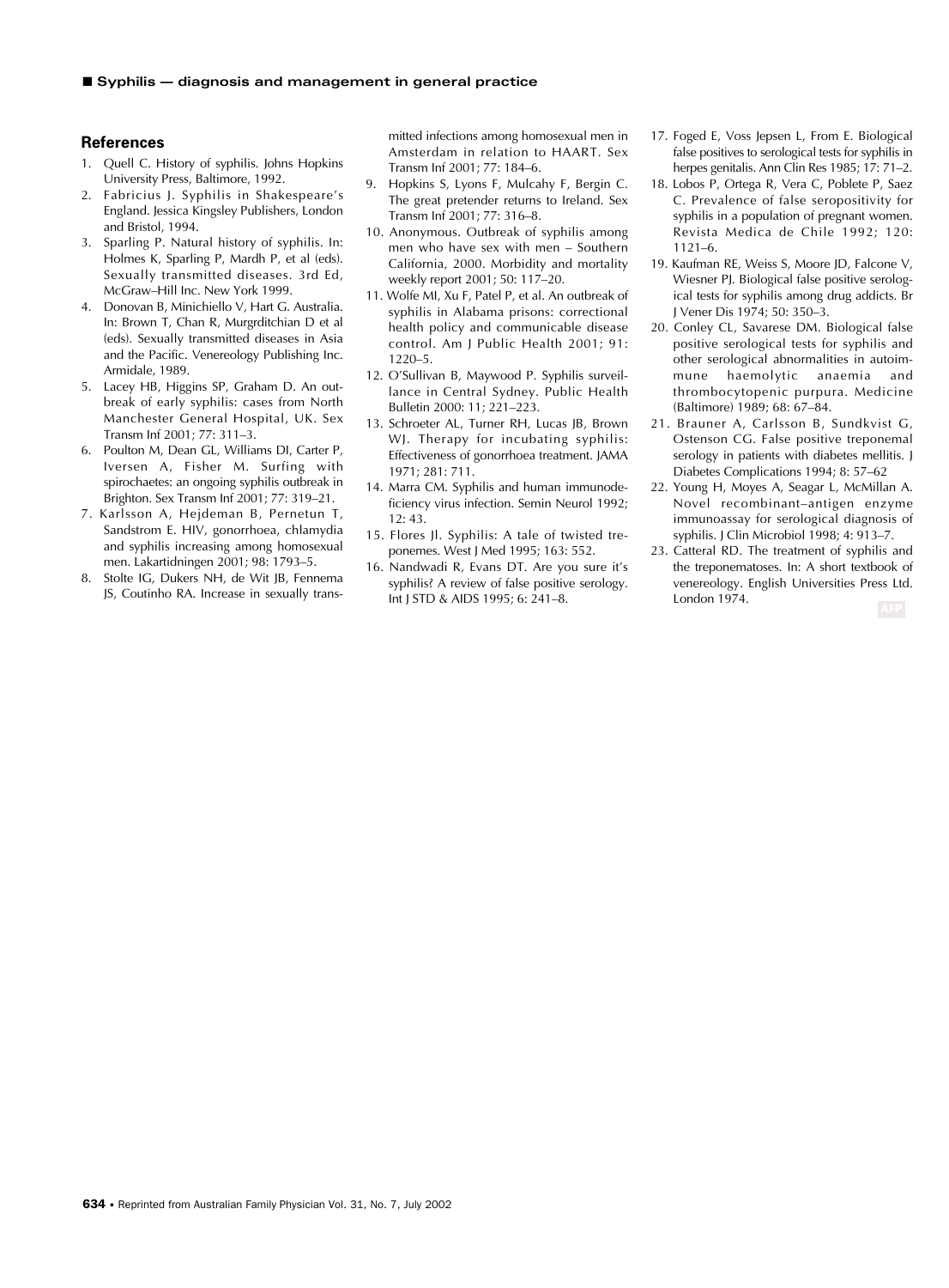## References

1. Quell C. History of syphilis. Johns Hopkins University Press, Baltimore, 1992.
2. Fabricius J. Syphilis in Shakespeare's England. Jessica Kingsley Publishers, London and Bristol, 1994.
3. Sparling P. Natural history of syphilis. In: Holmes K, Sparling P, Mardh P, et al (eds). Sexually transmitted diseases. 3rd Ed, McGraw–Hill Inc. New York 1999.
4. Donovan B, Minichiello V, Hart G. Australia. In: Brown T, Chan R, Murgrditchian D et al (eds). Sexually transmitted diseases in Asia and the Pacific. Venereology Publishing Inc. Armidale, 1989.
5. Lacey HB, Higgins SP, Graham D. An outbreak of early syphilis: cases from North Manchester General Hospital, UK. Sex Transm Inf 2001; 77: 311–3.
6. Poulton M, Dean GL, Williams DI, Carter P, Iversen A, Fisher M. Surfing with spirochaetes: an ongoing syphilis outbreak in Brighton. Sex Transm Inf 2001; 77: 319–21.
7. Karlsson A, Hejdeman B, Pernetun T, Sandstrom E. HIV, gonorrhoea, chlamydia and syphilis increasing among homosexual men. Lakartidningen 2001; 98: 1793–5.
8. Stolte IG, Dukers NH, de Wit JB, Fennema JS, Coutinho RA. Increase in sexually transmitted infections among homosexual men in Amsterdam in relation to HAART. Sex Transm Inf 2001; 77: 184–6.
9. Hopkins S, Lyons F, Mulcahy F, Bergin C. The great pretender returns to Ireland. Sex Transm Inf 2001; 77: 316–8.
10. Anonymous. Outbreak of syphilis among men who have sex with men – Southern California, 2000. Morbidity and mortality weekly report 2001; 50: 117–20.
11. Wolfe MI, Xu F, Patel P, et al. An outbreak of syphilis in Alabama prisons: correctional health policy and communicable disease control. Am J Public Health 2001; 91: 1220–5.
12. O'Sullivan B, Maywood P. Syphilis surveillance in Central Sydney. Public Health Bulletin 2000: 11; 221–223.
13. Schroeter AL, Turner RH, Lucas JB, Brown WJ. Therapy for incubating syphilis: Effectiveness of gonorrhoea treatment. JAMA 1971; 281: 711.
14. Marra CM. Syphilis and human immunodeficiency virus infection. Semin Neurol 1992; 12: 43.
15. Flores Jl. Syphilis: A tale of twisted treponemes. West J Med 1995; 163: 552.
16. Nandwadi R, Evans DT. Are you sure it's syphilis? A review of false positive serology. Int J STD & AIDS 1995; 6: 241–8.
17. Foged E, Voss Jepsen L, From E. Biological false positives to serological tests for syphilis in herpes genitalis. Ann Clin Res 1985; 17: 71–2.
18. Lobos P, Ortega R, Vera C, Poblete P, Saez C. Prevalence of false seropositivity for syphilis in a population of pregnant women. Revista Medica de Chile 1992; 120: 1121–6.
19. Kaufman RE, Weiss S, Moore JD, Falcone V, Wiesner PJ. Biological false positive serological tests for syphilis among drug addicts. Br J Vener Dis 1974; 50: 350–3.
20. Conley CL, Savarese DM. Biological false positive serological tests for syphilis and other serological abnormalities in autoimmune haemolytic anaemia and thrombocytopenic purpura. Medicine (Baltimore) 1989; 68: 67–84.
21. Brauner A, Carlsson B, Sundkvist G, Ostenson CG. False positive treponemal serology in patients with diabetes mellitis. J Diabetes Complications 1994; 8: 57–62
22. Young H, Moyes A, Seagar L, McMillan A. Novel recombinant–antigen enzyme immunoassay for serological diagnosis of syphilis. J Clin Microbiol 1998; 4: 913–7.
23. Catteral RD. The treatment of syphilis and the treponematoses. In: A short textbook of venereology. English Universities Press Ltd. London 1974.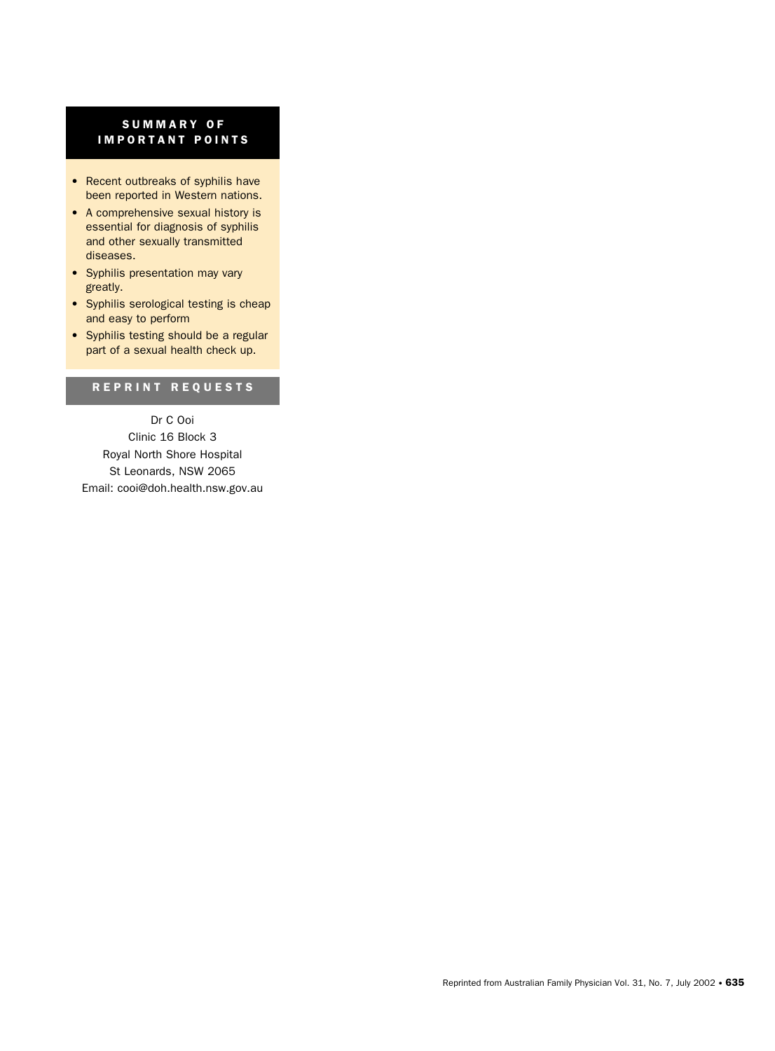## SUMMARY OF IMPORTANT POINTS

- Recent outbreaks of syphilis have been reported in Western nations.
- A comprehensive sexual history is essential for diagnosis of syphilis and other sexually transmitted diseases.
- Syphilis presentation may vary greatly.
- Syphilis serological testing is cheap and easy to perform
- Syphilis testing should be a regular part of a sexual health check up.

## REPRINT REQUESTS

Dr C Ooi
Clinic 16 Block 3
Royal North Shore Hospital
St Leonards, NSW 2065
Email: cooi@doh.health.nsw.gov.au